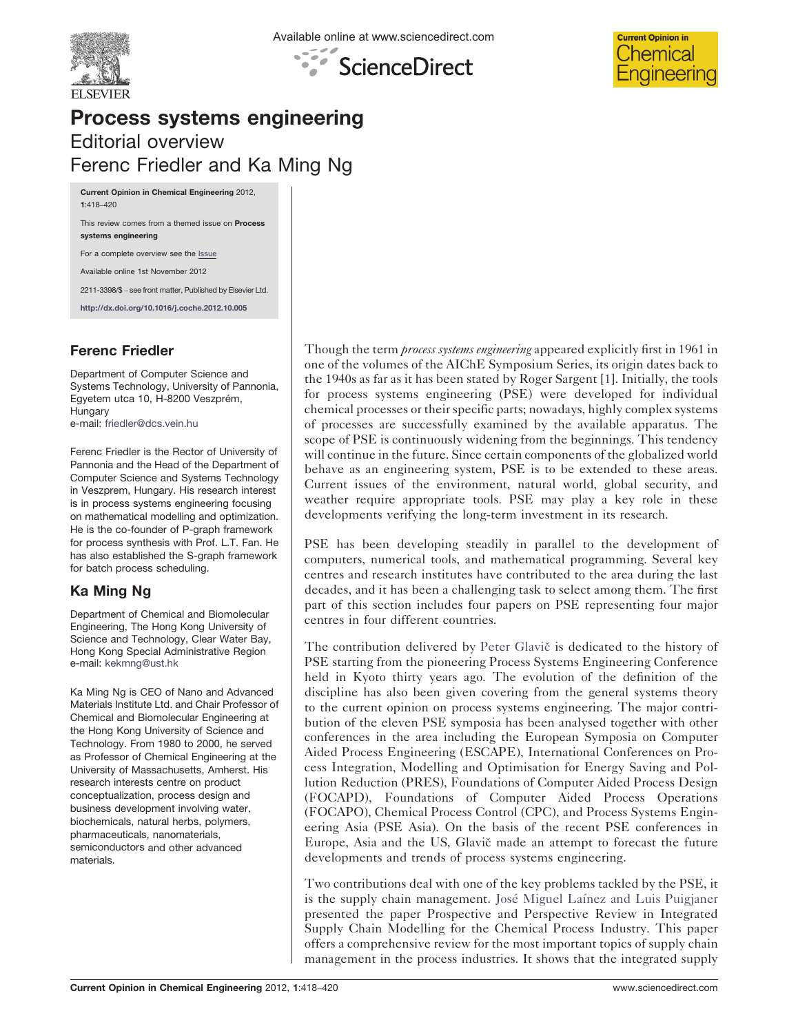# Process systems engineering

## Editorial overview

## Ferenc Friedler and Ka Ming Ng

Current Opinion in Chemical Engineering 2012, 1:418–420

This review comes from a themed issue on **Process systems engineering**

For a complete overview see the Issue

Available online 1st November 2012

2211-3398/$ – see front matter, Published by Elsevier Ltd.

http://dx.doi.org/10.1016/j.coche.2012.10.005

### Ferenc Friedler

Department of Computer Science and Systems Technology, University of Pannonia, Egyetem utca 10, H-8200 Veszprém, Hungary
e-mail: friedler@dcs.vein.hu

Ferenc Friedler is the Rector of University of Pannonia and the Head of the Department of Computer Science and Systems Technology in Veszprem, Hungary. His research interest is in process systems engineering focusing on mathematical modelling and optimization. He is the co-founder of P-graph framework for process synthesis with Prof. L.T. Fan. He has also established the S-graph framework for batch process scheduling.

### Ka Ming Ng

Department of Chemical and Biomolecular Engineering, The Hong Kong University of Science and Technology, Clear Water Bay, Hong Kong Special Administrative Region
e-mail: kekmng@ust.hk

Ka Ming Ng is CEO of Nano and Advanced Materials Institute Ltd. and Chair Professor of Chemical and Biomolecular Engineering at the Hong Kong University of Science and Technology. From 1980 to 2000, he served as Professor of Chemical Engineering at the University of Massachusetts, Amherst. His research interests centre on product conceptualization, process design and business development involving water, biochemicals, natural herbs, polymers, pharmaceuticals, nanomaterials, semiconductors and other advanced materials.

Though the term *process systems engineering* appeared explicitly first in 1961 in one of the volumes of the AIChE Symposium Series, its origin dates back to the 1940s as far as it has been stated by Roger Sargent [1]. Initially, the tools for process systems engineering (PSE) were developed for individual chemical processes or their specific parts; nowadays, highly complex systems of processes are successfully examined by the available apparatus. The scope of PSE is continuously widening from the beginnings. This tendency will continue in the future. Since certain components of the globalized world behave as an engineering system, PSE is to be extended to these areas. Current issues of the environment, natural world, global security, and weather require appropriate tools. PSE may play a key role in these developments verifying the long-term investment in its research.

PSE has been developing steadily in parallel to the development of computers, numerical tools, and mathematical programming. Several key centres and research institutes have contributed to the area during the last decades, and it has been a challenging task to select among them. The first part of this section includes four papers on PSE representing four major centres in four different countries.

The contribution delivered by Peter Glavič is dedicated to the history of PSE starting from the pioneering Process Systems Engineering Conference held in Kyoto thirty years ago. The evolution of the definition of the discipline has also been given covering from the general systems theory to the current opinion on process systems engineering. The major contribution of the eleven PSE symposia has been analysed together with other conferences in the area including the European Symposia on Computer Aided Process Engineering (ESCAPE), International Conferences on Process Integration, Modelling and Optimisation for Energy Saving and Pollution Reduction (PRES), Foundations of Computer Aided Process Design (FOCAPD), Foundations of Computer Aided Process Operations (FOCAPO), Chemical Process Control (CPC), and Process Systems Engineering Asia (PSE Asia). On the basis of the recent PSE conferences in Europe, Asia and the US, Glavič made an attempt to forecast the future developments and trends of process systems engineering.

Two contributions deal with one of the key problems tackled by the PSE, it is the supply chain management. José Miguel Laínez and Luis Puigjaner presented the paper Prospective and Perspective Review in Integrated Supply Chain Modelling for the Chemical Process Industry. This paper offers a comprehensive review for the most important topics of supply chain management in the process industries. It shows that the integrated supply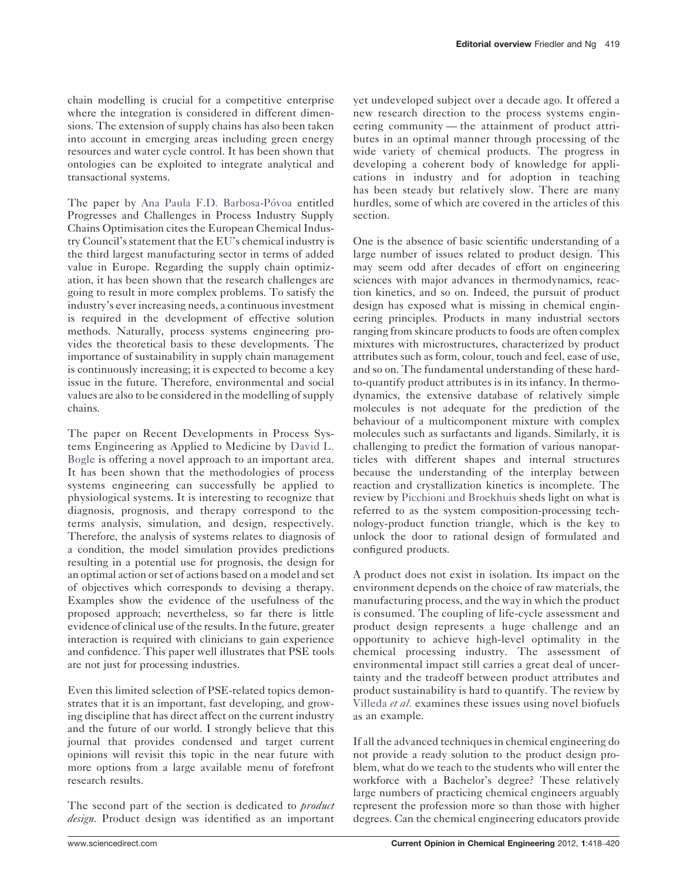chain modelling is crucial for a competitive enterprise where the integration is considered in different dimensions. The extension of supply chains has also been taken into account in emerging areas including green energy resources and water cycle control. It has been shown that ontologies can be exploited to integrate analytical and transactional systems.

The paper by Ana Paula F.D. Barbosa-Póvoa entitled Progresses and Challenges in Process Industry Supply Chains Optimisation cites the European Chemical Industry Council's statement that the EU's chemical industry is the third largest manufacturing sector in terms of added value in Europe. Regarding the supply chain optimization, it has been shown that the research challenges are going to result in more complex problems. To satisfy the industry's ever increasing needs, a continuous investment is required in the development of effective solution methods. Naturally, process systems engineering provides the theoretical basis to these developments. The importance of sustainability in supply chain management is continuously increasing; it is expected to become a key issue in the future. Therefore, environmental and social values are also to be considered in the modelling of supply chains.

The paper on Recent Developments in Process Systems Engineering as Applied to Medicine by David L. Bogle is offering a novel approach to an important area. It has been shown that the methodologies of process systems engineering can successfully be applied to physiological systems. It is interesting to recognize that diagnosis, prognosis, and therapy correspond to the terms analysis, simulation, and design, respectively. Therefore, the analysis of systems relates to diagnosis of a condition, the model simulation provides predictions resulting in a potential use for prognosis, the design for an optimal action or set of actions based on a model and set of objectives which corresponds to devising a therapy. Examples show the evidence of the usefulness of the proposed approach; nevertheless, so far there is little evidence of clinical use of the results. In the future, greater interaction is required with clinicians to gain experience and confidence. This paper well illustrates that PSE tools are not just for processing industries.

Even this limited selection of PSE-related topics demonstrates that it is an important, fast developing, and growing discipline that has direct affect on the current industry and the future of our world. I strongly believe that this journal that provides condensed and target current opinions will revisit this topic in the near future with more options from a large available menu of forefront research results.

The second part of the section is dedicated to *product design*. Product design was identified as an important yet undeveloped subject over a decade ago. It offered a new research direction to the process systems engineering community — the attainment of product attributes in an optimal manner through processing of the wide variety of chemical products. The progress in developing a coherent body of knowledge for applications in industry and for adoption in teaching has been steady but relatively slow. There are many hurdles, some of which are covered in the articles of this section.

One is the absence of basic scientific understanding of a large number of issues related to product design. This may seem odd after decades of effort on engineering sciences with major advances in thermodynamics, reaction kinetics, and so on. Indeed, the pursuit of product design has exposed what is missing in chemical engineering principles. Products in many industrial sectors ranging from skincare products to foods are often complex mixtures with microstructures, characterized by product attributes such as form, colour, touch and feel, ease of use, and so on. The fundamental understanding of these hard-to-quantify product attributes is in its infancy. In thermodynamics, the extensive database of relatively simple molecules is not adequate for the prediction of the behaviour of a multicomponent mixture with complex molecules such as surfactants and ligands. Similarly, it is challenging to predict the formation of various nanoparticles with different shapes and internal structures because the understanding of the interplay between reaction and crystallization kinetics is incomplete. The review by Picchioni and Broekhuis sheds light on what is referred to as the system composition-processing technology-product function triangle, which is the key to unlock the door to rational design of formulated and configured products.

A product does not exist in isolation. Its impact on the environment depends on the choice of raw materials, the manufacturing process, and the way in which the product is consumed. The coupling of life-cycle assessment and product design represents a huge challenge and an opportunity to achieve high-level optimality in the chemical processing industry. The assessment of environmental impact still carries a great deal of uncertainty and the tradeoff between product attributes and product sustainability is hard to quantify. The review by Villeda *et al.* examines these issues using novel biofuels as an example.

If all the advanced techniques in chemical engineering do not provide a ready solution to the product design problem, what do we teach to the students who will enter the workforce with a Bachelor's degree? These relatively large numbers of practicing chemical engineers arguably represent the profession more so than those with higher degrees. Can the chemical engineering educators provide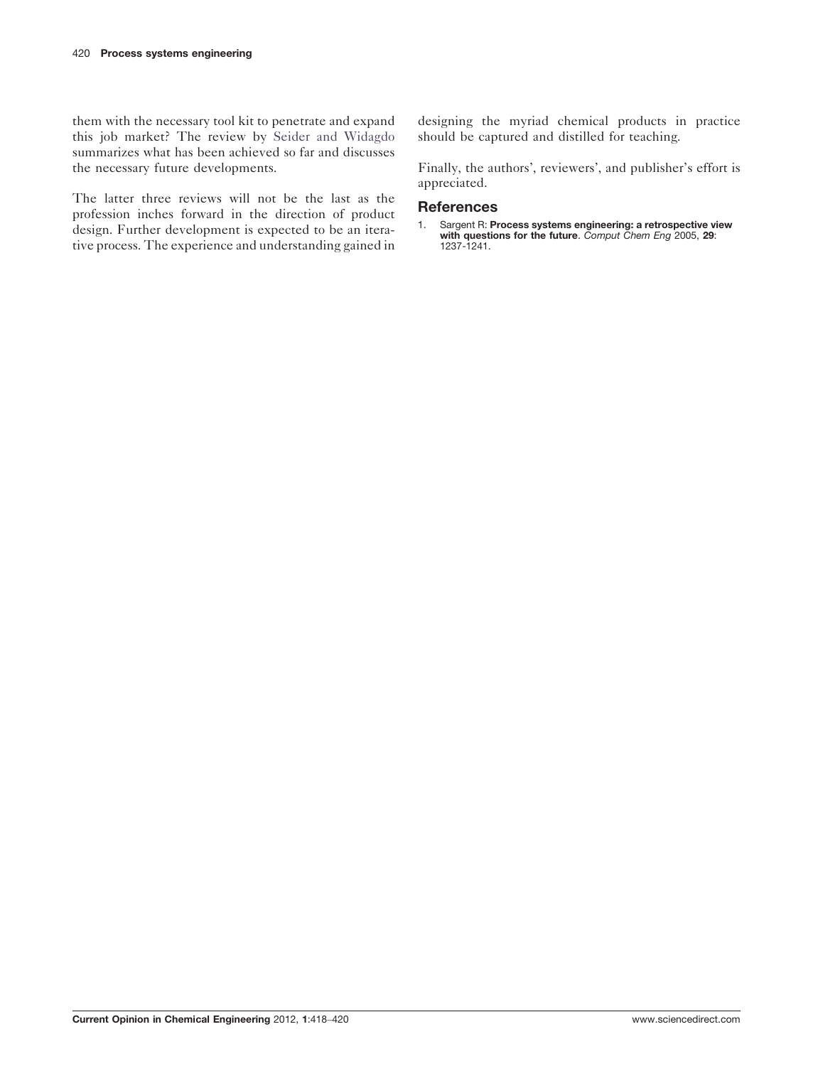them with the necessary tool kit to penetrate and expand this job market? The review by Seider and Widagdo summarizes what has been achieved so far and discusses the necessary future developments.

The latter three reviews will not be the last as the profession inches forward in the direction of product design. Further development is expected to be an iterative process. The experience and understanding gained in designing the myriad chemical products in practice should be captured and distilled for teaching.

Finally, the authors', reviewers', and publisher's effort is appreciated.

## References

1. Sargent R: **Process systems engineering: a retrospective view with questions for the future**. *Comput Chem Eng* 2005, **29**: 1237-1241.